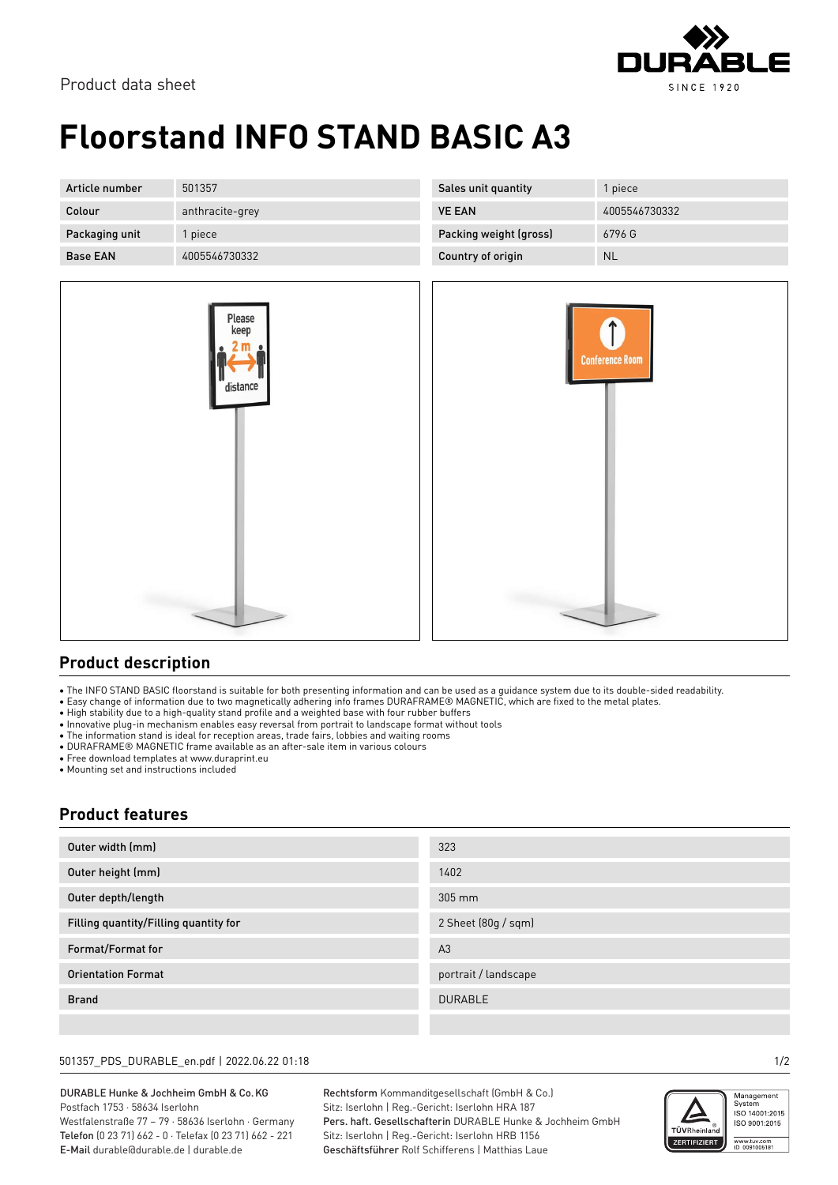Product data sheet

# Floorstand INFO STAND BASIC A3

| Article number | 501357 |
|---|---|
| Colour | anthracite-grey |
| Packaging unit | 1 piece |
| Base EAN | 4005546730332 |

| Sales unit quantity | 1 piece |
|---|---|
| VE EAN | 4005546730332 |
| Packing weight (gross) | 6796 G |
| Country of origin | NL |

## Product description

- The INFO STAND BASIC floorstand is suitable for both presenting information and can be used as a guidance system due to its double-sided readability.
- Easy change of information due to two magnetically adhering info frames DURAFRAME® MAGNETIC, which are fixed to the metal plates.
- High stability due to a high-quality stand profile and a weighted base with four rubber buffers
- Innovative plug-in mechanism enables easy reversal from portrait to landscape format without tools
- The information stand is ideal for reception areas, trade fairs, lobbies and waiting rooms
- DURAFRAME® MAGNETIC frame available as an after-sale item in various colours
- Free download templates at www.duraprint.eu
- Mounting set and instructions included

## Product features

| Outer width (mm) | 323 |
|---|---|
| Outer height (mm) | 1402 |
| Outer depth/length | 305 mm |
| Filling quantity/Filling quantity for | 2 Sheet (80g / sqm) |
| Format/Format for | A3 |
| Orientation Format | portrait / landscape |
| Brand | DURABLE |
| | |

501357_PDS_DURABLE_en.pdf | 2022.06.22 01:18

DURABLE Hunke & Jochheim GmbH & Co.KG
Postfach 1753 · 58634 Iserlohn
Westfalenstraße 77 – 79 · 58636 Iserlohn · Germany
**Telefon** (0 23 71) 662 - 0 · Telefax (0 23 71) 662 - 221
**E-Mail** durable@durable.de | durable.de

**Rechtsform** Kommanditgesellschaft (GmbH & Co.)
Sitz: Iserlohn | Reg.-Gericht: Iserlohn HRA 187
**Pers. haft. Gesellschafterin** DURABLE Hunke & Jochheim GmbH
Sitz: Iserlohn | Reg.-Gericht: Iserlohn HRB 1156
**Geschäftsführer** Rolf Schifferens | Matthias Laue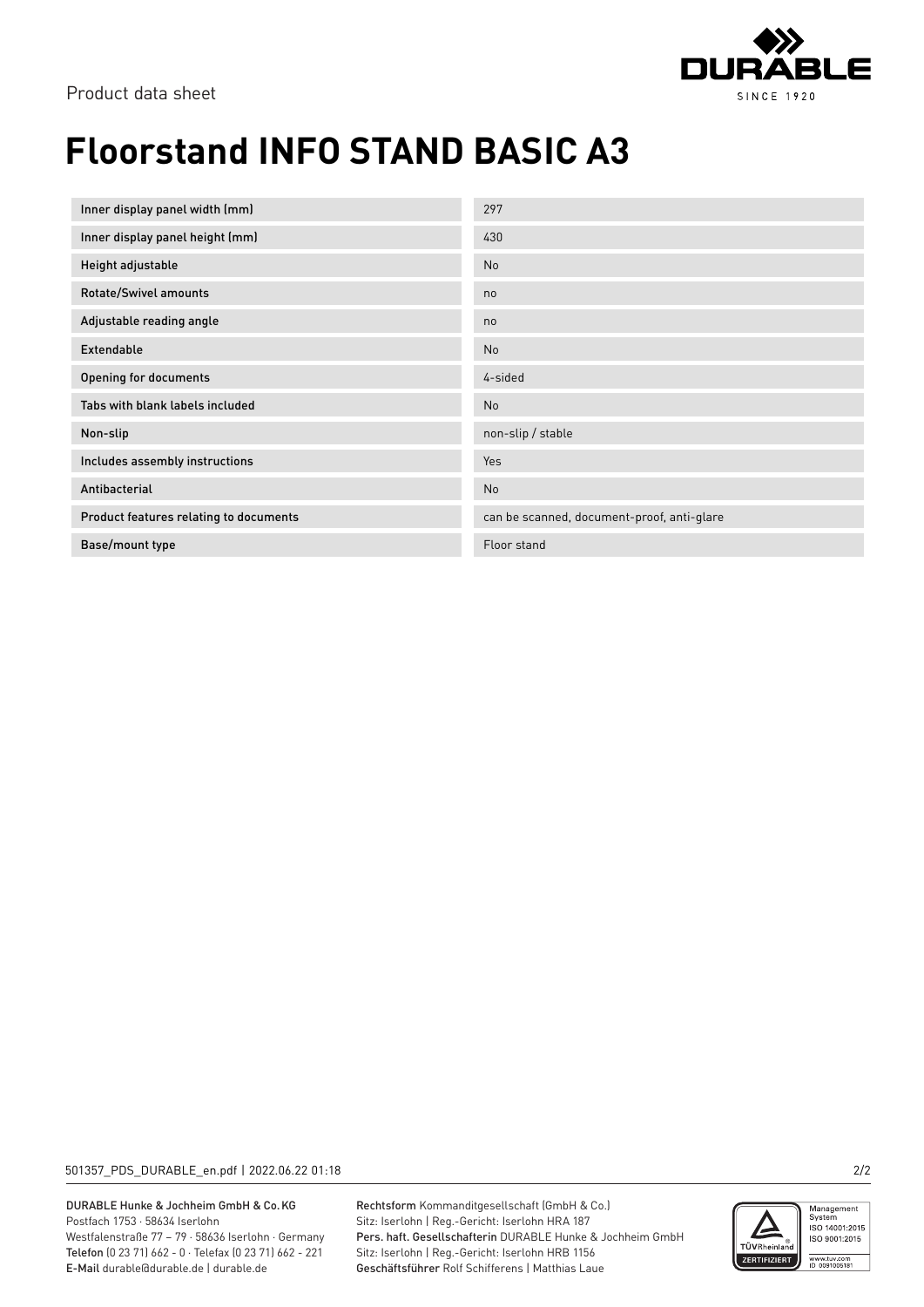# Floorstand INFO STAND BASIC A3

| | |
|---|---|
| Inner display panel width (mm) | 297 |
| Inner display panel height (mm) | 430 |
| Height adjustable | No |
| Rotate/Swivel amounts | no |
| Adjustable reading angle | no |
| Extendable | No |
| Opening for documents | 4-sided |
| Tabs with blank labels included | No |
| Non-slip | non-slip / stable |
| Includes assembly instructions | Yes |
| Antibacterial | No |
| Product features relating to documents | can be scanned, document-proof, anti-glare |
| Base/mount type | Floor stand |

501357_PDS_DURABLE_en.pdf | 2022.06.22 01:18

DURABLE Hunke & Jochheim GmbH & Co.KG
Postfach 1753 · 58634 Iserlohn
Westfalenstraße 77 – 79 · 58636 Iserlohn · Germany
**Telefon** (0 23 71) 662 - 0 · Telefax (0 23 71) 662 - 221
**E-Mail** durable@durable.de | durable.de

**Rechtsform** Kommanditgesellschaft (GmbH & Co.)
Sitz: Iserlohn | Reg.-Gericht: Iserlohn HRA 187
**Pers. haft. Gesellschafterin** DURABLE Hunke & Jochheim GmbH
Sitz: Iserlohn | Reg.-Gericht: Iserlohn HRB 1156
**Geschäftsführer** Rolf Schifferens | Matthias Laue